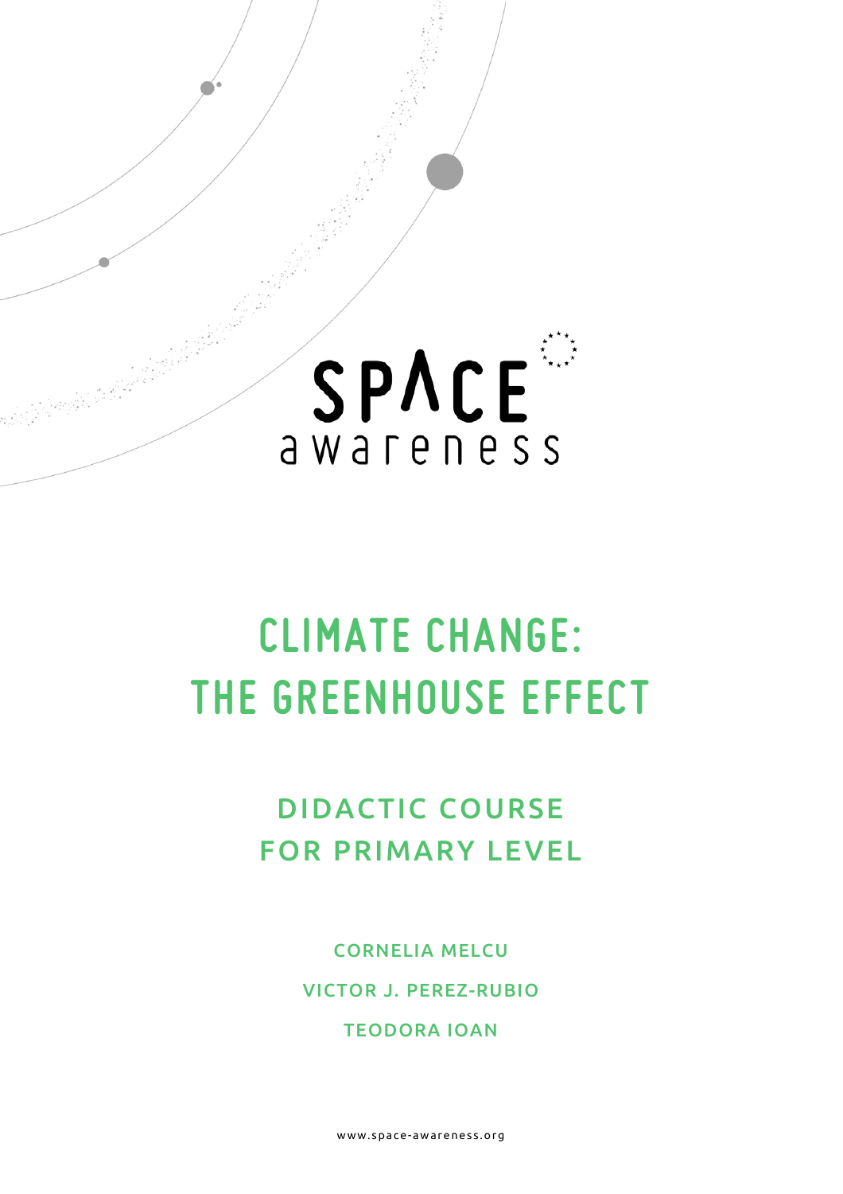SPACE awareness

# CLIMATE CHANGE: THE GREENHOUSE EFFECT

## DIDACTIC COURSE FOR PRIMARY LEVEL

**CORNELIA MELCU**

**VICTOR J. PEREZ-RUBIO**

**TEODORA IOAN**

www.space-awareness.org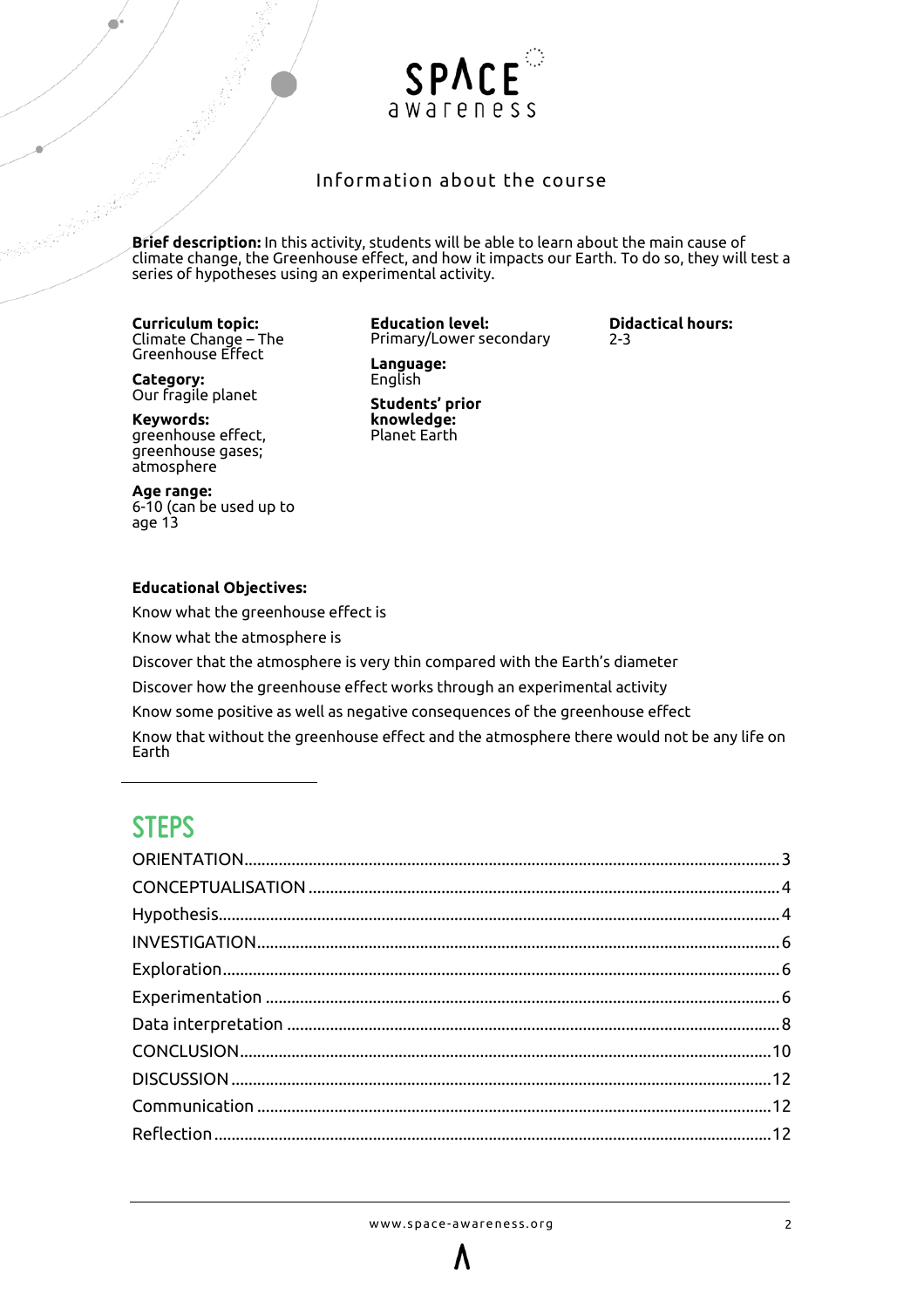## Information about the course

**Brief description:** In this activity, students will be able to learn about the main cause of climate change, the Greenhouse effect, and how it impacts our Earth. To do so, they will test a series of hypotheses using an experimental activity.

**Curriculum topic:**
Climate Change – The Greenhouse Effect

**Category:**
Our fragile planet

**Keywords:**
greenhouse effect, greenhouse gases; atmosphere

**Age range:**
6-10 (can be used up to age 13

**Education level:**
Primary/Lower secondary

**Language:**
English

**Students' prior knowledge:**
Planet Earth

**Didactical hours:**
2-3

**Educational Objectives:**

Know what the greenhouse effect is

Know what the atmosphere is

Discover that the atmosphere is very thin compared with the Earth's diameter

Discover how the greenhouse effect works through an experimental activity

Know some positive as well as negative consequences of the greenhouse effect

Know that without the greenhouse effect and the atmosphere there would not be any life on Earth

# STEPS

ORIENTATION....3
CONCEPTUALISATION....4
Hypothesis....4
INVESTIGATION....6
Exploration....6
Experimentation....6
Data interpretation....8
CONCLUSION....10
DISCUSSION....12
Communication....12
Reflection....12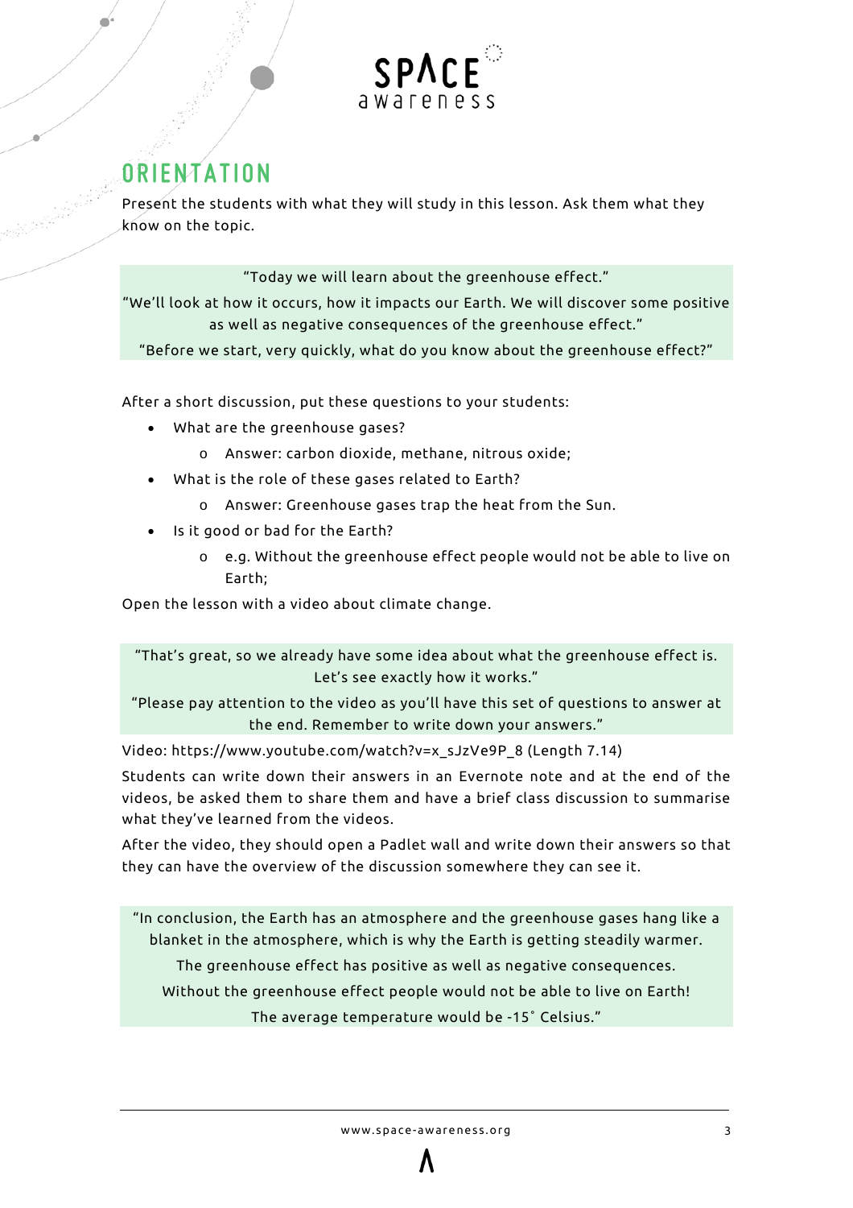## ORIENTATION

Present the students with what they will study in this lesson. Ask them what they know on the topic.

> "Today we will learn about the greenhouse effect."
>
> "We'll look at how it occurs, how it impacts our Earth. We will discover some positive as well as negative consequences of the greenhouse effect."
>
> "Before we start, very quickly, what do you know about the greenhouse effect?"

After a short discussion, put these questions to your students:

- What are the greenhouse gases?
  - Answer: carbon dioxide, methane, nitrous oxide;
- What is the role of these gases related to Earth?
  - Answer: Greenhouse gases trap the heat from the Sun.
- Is it good or bad for the Earth?
  - e.g. Without the greenhouse effect people would not be able to live on Earth;

Open the lesson with a video about climate change.

> "That's great, so we already have some idea about what the greenhouse effect is. Let's see exactly how it works."
>
> "Please pay attention to the video as you'll have this set of questions to answer at the end. Remember to write down your answers."

Video: https://www.youtube.com/watch?v=x_sJzVe9P_8 (Length 7.14)

Students can write down their answers in an Evernote note and at the end of the videos, be asked them to share them and have a brief class discussion to summarise what they've learned from the videos.

After the video, they should open a Padlet wall and write down their answers so that they can have the overview of the discussion somewhere they can see it.

> "In conclusion, the Earth has an atmosphere and the greenhouse gases hang like a blanket in the atmosphere, which is why the Earth is getting steadily warmer.
>
> The greenhouse effect has positive as well as negative consequences.
>
> Without the greenhouse effect people would not be able to live on Earth!
>
> The average temperature would be -15° Celsius."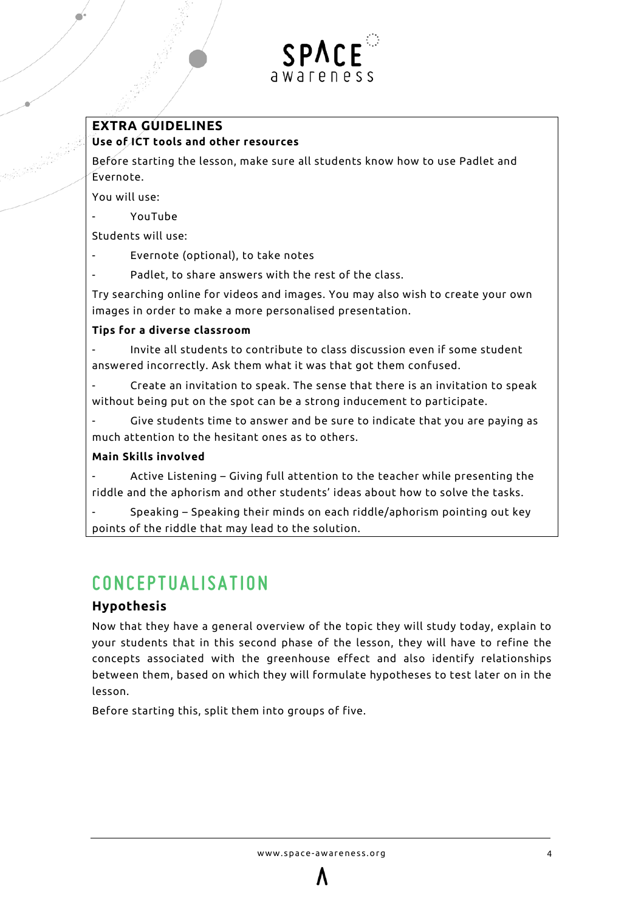## EXTRA GUIDELINES

**Use of ICT tools and other resources**

Before starting the lesson, make sure all students know how to use Padlet and Evernote.

You will use:

- YouTube

Students will use:

- Evernote (optional), to take notes
- Padlet, to share answers with the rest of the class.

Try searching online for videos and images. You may also wish to create your own images in order to make a more personalised presentation.

**Tips for a diverse classroom**

- Invite all students to contribute to class discussion even if some student answered incorrectly. Ask them what it was that got them confused.
- Create an invitation to speak. The sense that there is an invitation to speak without being put on the spot can be a strong inducement to participate.
- Give students time to answer and be sure to indicate that you are paying as much attention to the hesitant ones as to others.

**Main Skills involved**

- Active Listening – Giving full attention to the teacher while presenting the riddle and the aphorism and other students' ideas about how to solve the tasks.
- Speaking – Speaking their minds on each riddle/aphorism pointing out key points of the riddle that may lead to the solution.

# CONCEPTUALISATION

## Hypothesis

Now that they have a general overview of the topic they will study today, explain to your students that in this second phase of the lesson, they will have to refine the concepts associated with the greenhouse effect and also identify relationships between them, based on which they will formulate hypotheses to test later on in the lesson.

Before starting this, split them into groups of five.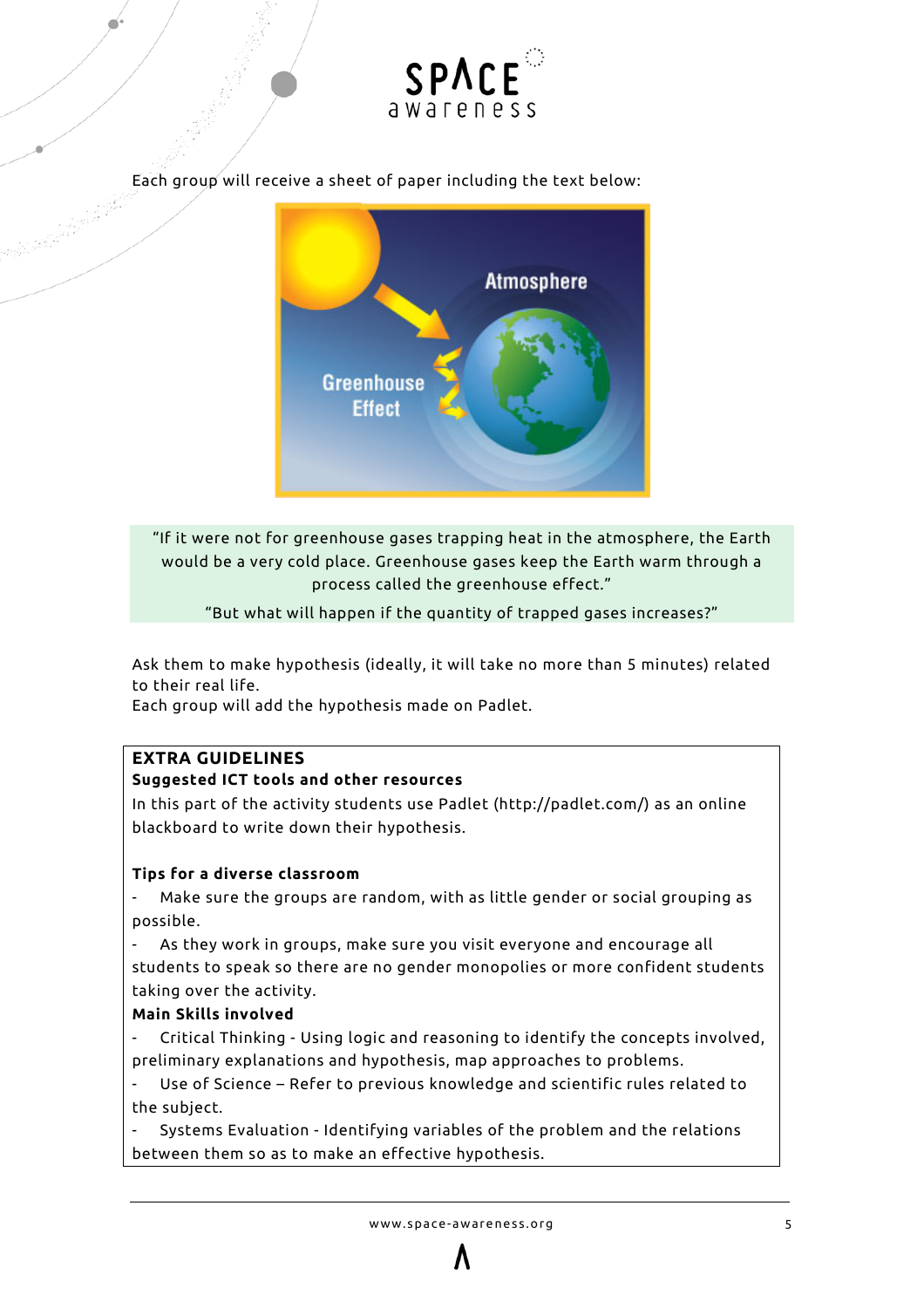Each group will receive a sheet of paper including the text below:

"If it were not for greenhouse gases trapping heat in the atmosphere, the Earth would be a very cold place. Greenhouse gases keep the Earth warm through a process called the greenhouse effect."

"But what will happen if the quantity of trapped gases increases?"

Ask them to make hypothesis (ideally, it will take no more than 5 minutes) related to their real life.
Each group will add the hypothesis made on Padlet.

**EXTRA GUIDELINES**

**Suggested ICT tools and other resources**

In this part of the activity students use Padlet (http://padlet.com/) as an online blackboard to write down their hypothesis.

**Tips for a diverse classroom**

- Make sure the groups are random, with as little gender or social grouping as possible.
- As they work in groups, make sure you visit everyone and encourage all students to speak so there are no gender monopolies or more confident students taking over the activity.

**Main Skills involved**

- Critical Thinking - Using logic and reasoning to identify the concepts involved, preliminary explanations and hypothesis, map approaches to problems.
- Use of Science – Refer to previous knowledge and scientific rules related to the subject.
- Systems Evaluation - Identifying variables of the problem and the relations between them so as to make an effective hypothesis.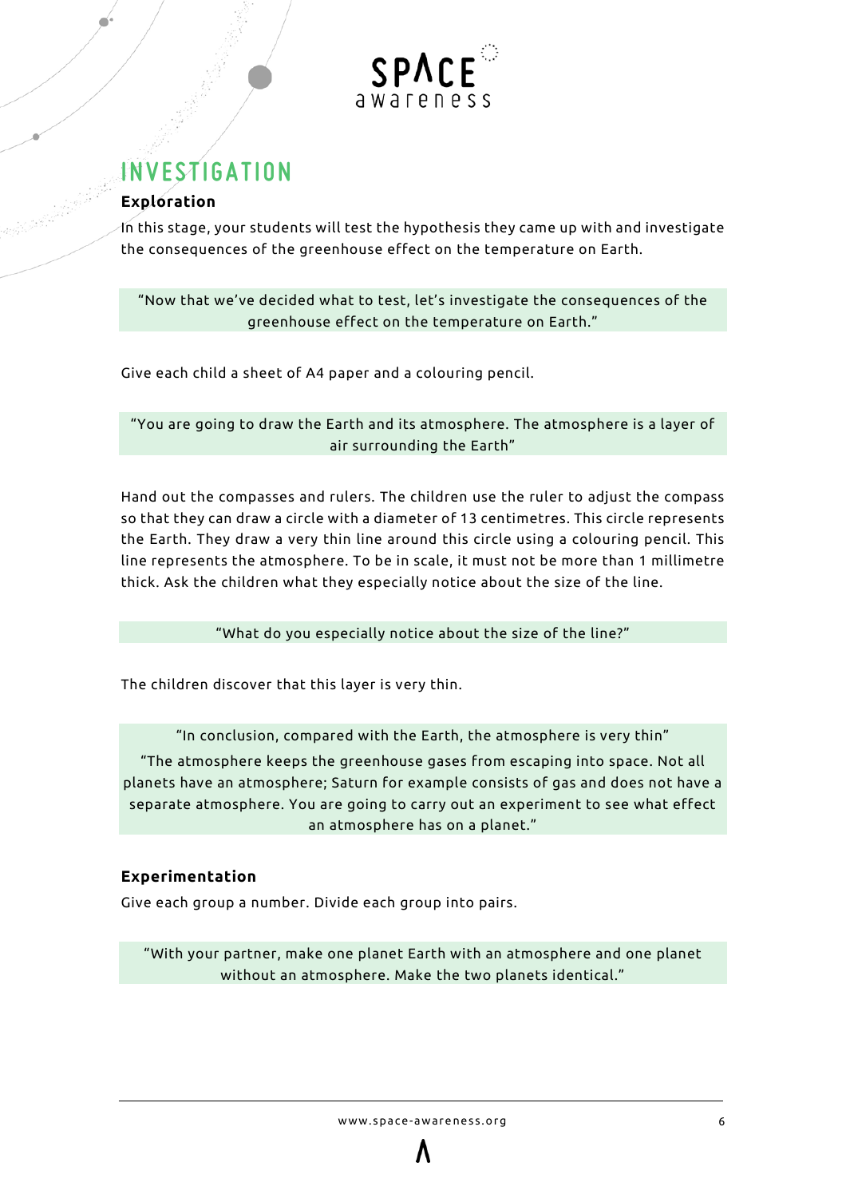## INVESTIGATION

### Exploration

In this stage, your students will test the hypothesis they came up with and investigate the consequences of the greenhouse effect on the temperature on Earth.

> "Now that we've decided what to test, let's investigate the consequences of the greenhouse effect on the temperature on Earth."

Give each child a sheet of A4 paper and a colouring pencil.

> "You are going to draw the Earth and its atmosphere. The atmosphere is a layer of air surrounding the Earth"

Hand out the compasses and rulers. The children use the ruler to adjust the compass so that they can draw a circle with a diameter of 13 centimetres. This circle represents the Earth. They draw a very thin line around this circle using a colouring pencil. This line represents the atmosphere. To be in scale, it must not be more than 1 millimetre thick. Ask the children what they especially notice about the size of the line.

> "What do you especially notice about the size of the line?"

The children discover that this layer is very thin.

> "In conclusion, compared with the Earth, the atmosphere is very thin"
>
> "The atmosphere keeps the greenhouse gases from escaping into space. Not all planets have an atmosphere; Saturn for example consists of gas and does not have a separate atmosphere. You are going to carry out an experiment to see what effect an atmosphere has on a planet."

### Experimentation

Give each group a number. Divide each group into pairs.

> "With your partner, make one planet Earth with an atmosphere and one planet without an atmosphere. Make the two planets identical."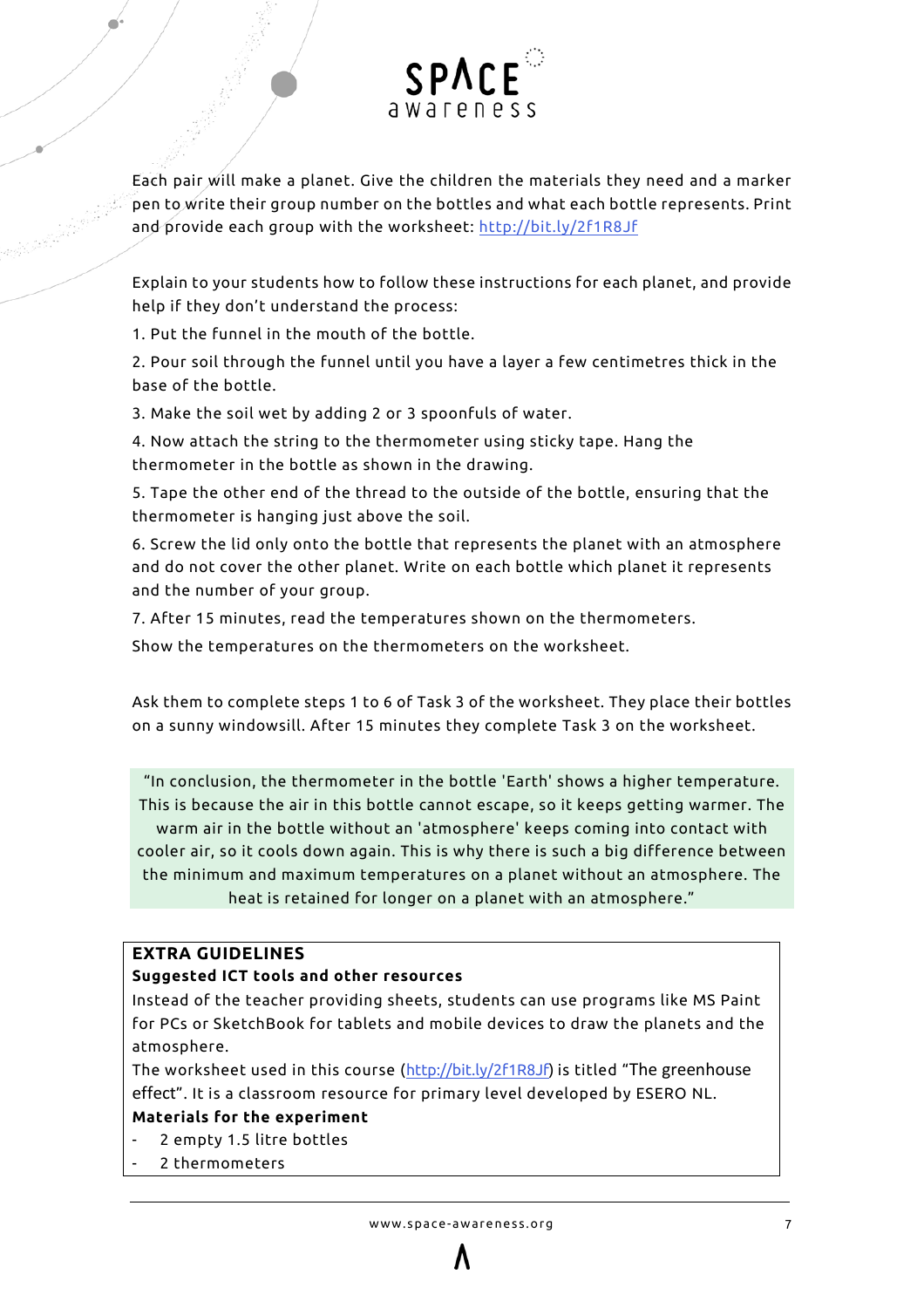Each pair will make a planet. Give the children the materials they need and a marker pen to write their group number on the bottles and what each bottle represents. Print and provide each group with the worksheet: http://bit.ly/2f1R8Jf

Explain to your students how to follow these instructions for each planet, and provide help if they don't understand the process:

1. Put the funnel in the mouth of the bottle.
2. Pour soil through the funnel until you have a layer a few centimetres thick in the base of the bottle.
3. Make the soil wet by adding 2 or 3 spoonfuls of water.
4. Now attach the string to the thermometer using sticky tape. Hang the thermometer in the bottle as shown in the drawing.
5. Tape the other end of the thread to the outside of the bottle, ensuring that the thermometer is hanging just above the soil.
6. Screw the lid only onto the bottle that represents the planet with an atmosphere and do not cover the other planet. Write on each bottle which planet it represents and the number of your group.
7. After 15 minutes, read the temperatures shown on the thermometers.

Show the temperatures on the thermometers on the worksheet.

Ask them to complete steps 1 to 6 of Task 3 of the worksheet. They place their bottles on a sunny windowsill. After 15 minutes they complete Task 3 on the worksheet.

> "In conclusion, the thermometer in the bottle 'Earth' shows a higher temperature. This is because the air in this bottle cannot escape, so it keeps getting warmer. The warm air in the bottle without an 'atmosphere' keeps coming into contact with cooler air, so it cools down again. This is why there is such a big difference between the minimum and maximum temperatures on a planet without an atmosphere. The heat is retained for longer on a planet with an atmosphere."

**EXTRA GUIDELINES**

**Suggested ICT tools and other resources**

Instead of the teacher providing sheets, students can use programs like MS Paint for PCs or SketchBook for tablets and mobile devices to draw the planets and the atmosphere.

The worksheet used in this course (http://bit.ly/2f1R8Jf) is titled "The greenhouse effect". It is a classroom resource for primary level developed by ESERO NL.

**Materials for the experiment**

- 2 empty 1.5 litre bottles
- 2 thermometers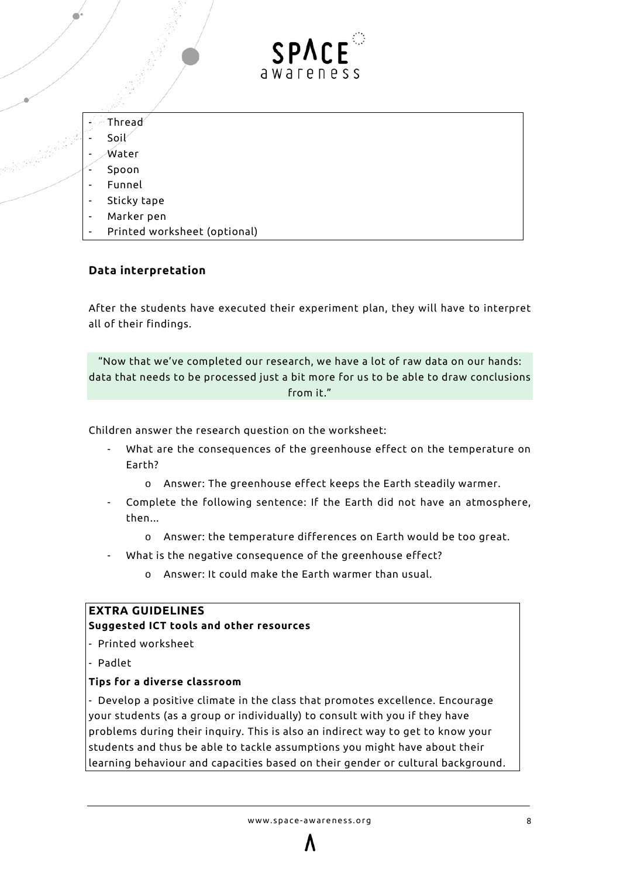- Thread
- Soil
- Water
- Spoon
- Funnel
- Sticky tape
- Marker pen
- Printed worksheet (optional)

### Data interpretation

After the students have executed their experiment plan, they will have to interpret all of their findings.

> "Now that we've completed our research, we have a lot of raw data on our hands: data that needs to be processed just a bit more for us to be able to draw conclusions from it."

Children answer the research question on the worksheet:

- What are the consequences of the greenhouse effect on the temperature on Earth?
  - Answer: The greenhouse effect keeps the Earth steadily warmer.
- Complete the following sentence: If the Earth did not have an atmosphere, then…
  - Answer: the temperature differences on Earth would be too great.
- What is the negative consequence of the greenhouse effect?
  - Answer: It could make the Earth warmer than usual.

**EXTRA GUIDELINES**

**Suggested ICT tools and other resources**

- Printed worksheet
- Padlet

**Tips for a diverse classroom**

- Develop a positive climate in the class that promotes excellence. Encourage your students (as a group or individually) to consult with you if they have problems during their inquiry. This is also an indirect way to get to know your students and thus be able to tackle assumptions you might have about their learning behaviour and capacities based on their gender or cultural background.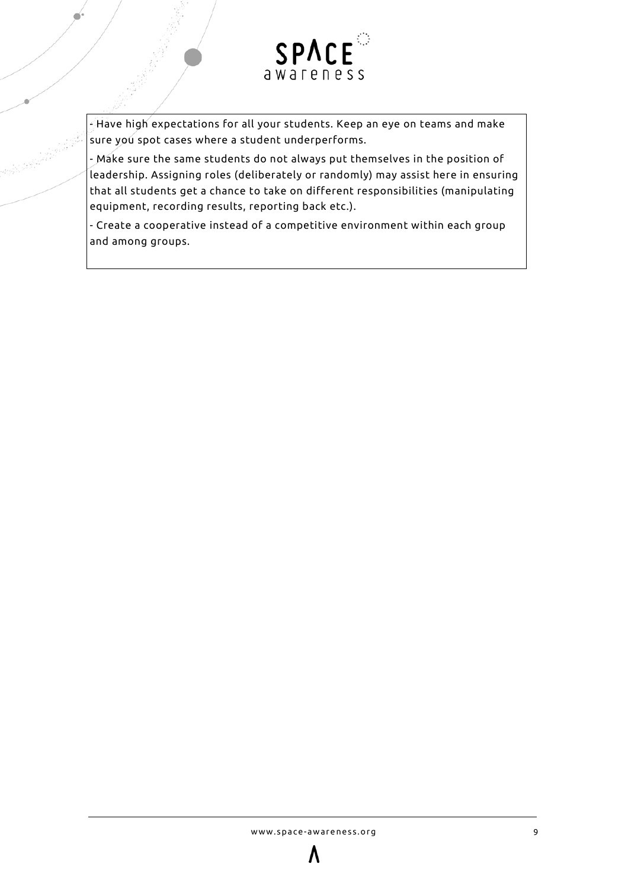- Have high expectations for all your students. Keep an eye on teams and make sure you spot cases where a student underperforms.

- Make sure the same students do not always put themselves in the position of leadership. Assigning roles (deliberately or randomly) may assist here in ensuring that all students get a chance to take on different responsibilities (manipulating equipment, recording results, reporting back etc.).

- Create a cooperative instead of a competitive environment within each group and among groups.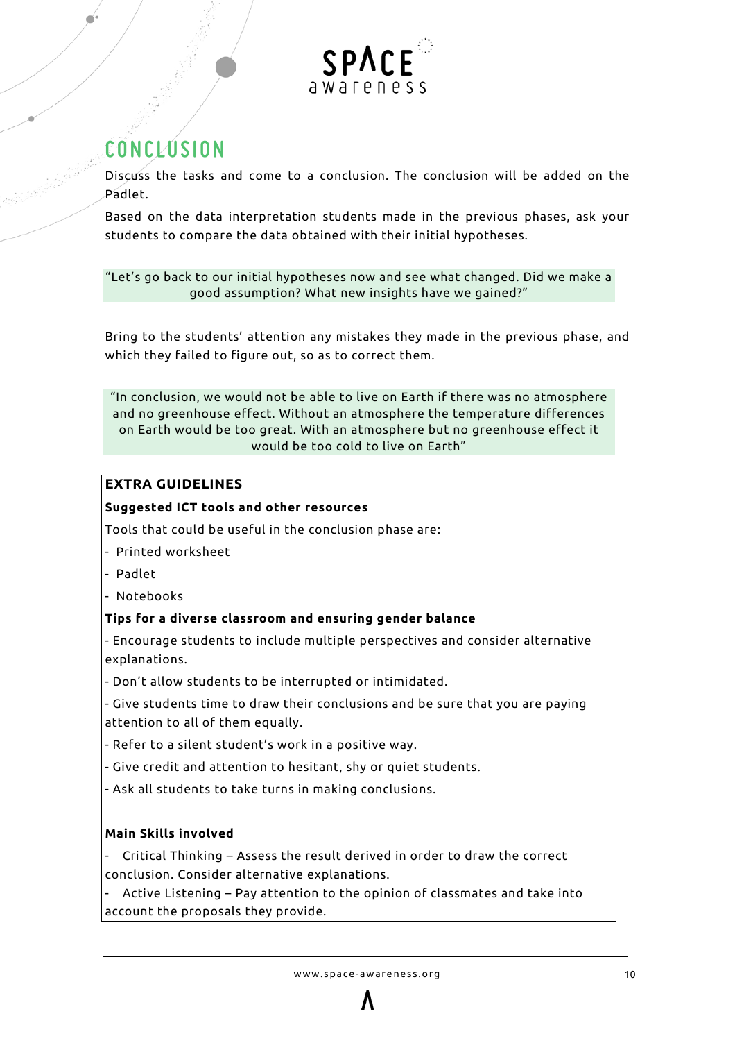## CONCLUSION

Discuss the tasks and come to a conclusion. The conclusion will be added on the Padlet.

Based on the data interpretation students made in the previous phases, ask your students to compare the data obtained with their initial hypotheses.

> "Let's go back to our initial hypotheses now and see what changed. Did we make a good assumption? What new insights have we gained?"

Bring to the students' attention any mistakes they made in the previous phase, and which they failed to figure out, so as to correct them.

> "In conclusion, we would not be able to live on Earth if there was no atmosphere and no greenhouse effect. Without an atmosphere the temperature differences on Earth would be too great. With an atmosphere but no greenhouse effect it would be too cold to live on Earth"

**EXTRA GUIDELINES**

**Suggested ICT tools and other resources**

Tools that could be useful in the conclusion phase are:

- Printed worksheet
- Padlet
- Notebooks

**Tips for a diverse classroom and ensuring gender balance**

- Encourage students to include multiple perspectives and consider alternative explanations.
- Don't allow students to be interrupted or intimidated.
- Give students time to draw their conclusions and be sure that you are paying attention to all of them equally.
- Refer to a silent student's work in a positive way.
- Give credit and attention to hesitant, shy or quiet students.
- Ask all students to take turns in making conclusions.

**Main Skills involved**

- Critical Thinking – Assess the result derived in order to draw the correct conclusion. Consider alternative explanations.
- Active Listening – Pay attention to the opinion of classmates and take into account the proposals they provide.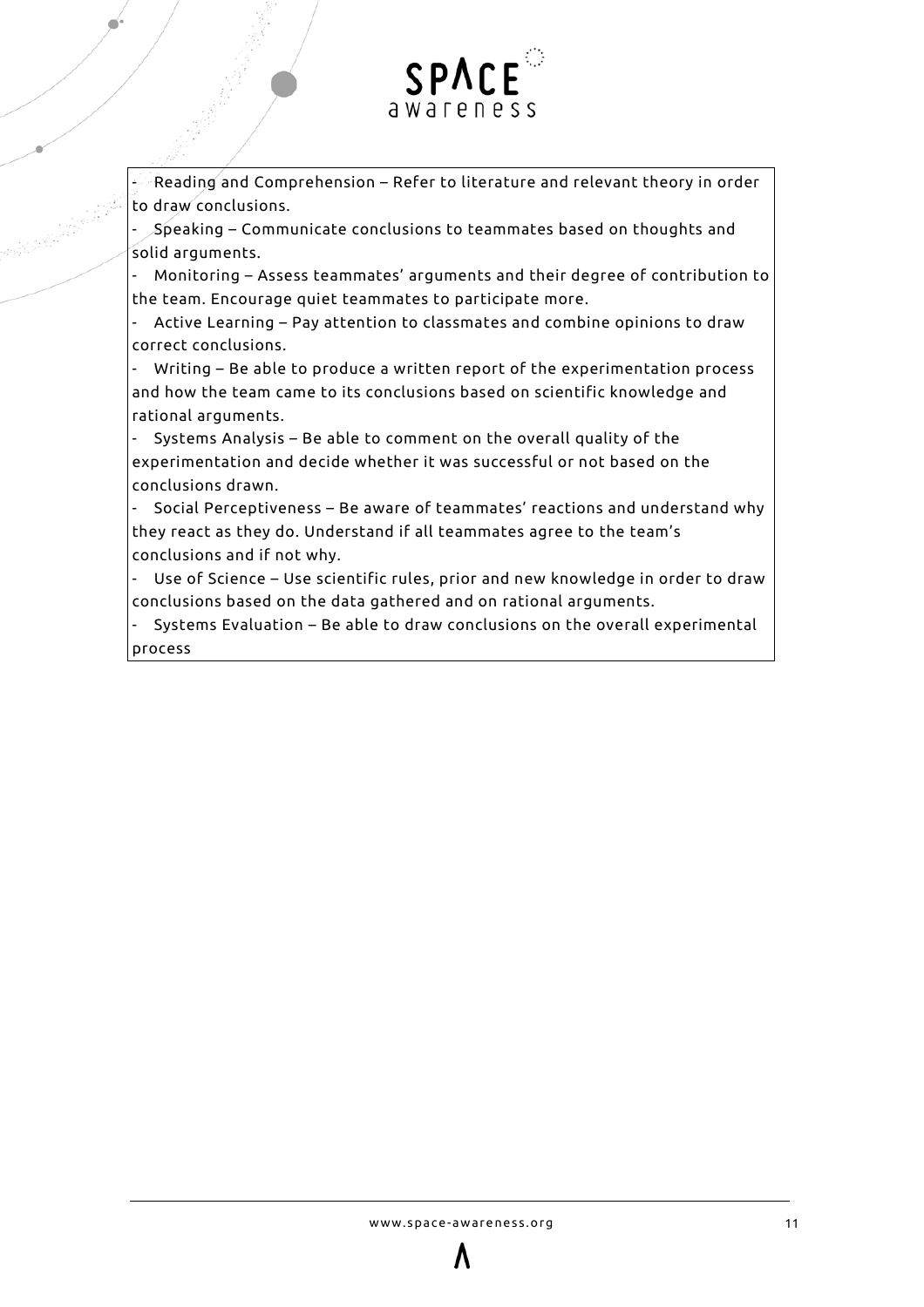- Reading and Comprehension – Refer to literature and relevant theory in order to draw conclusions.
- Speaking – Communicate conclusions to teammates based on thoughts and solid arguments.
- Monitoring – Assess teammates' arguments and their degree of contribution to the team. Encourage quiet teammates to participate more.
- Active Learning – Pay attention to classmates and combine opinions to draw correct conclusions.
- Writing – Be able to produce a written report of the experimentation process and how the team came to its conclusions based on scientific knowledge and rational arguments.
- Systems Analysis – Be able to comment on the overall quality of the experimentation and decide whether it was successful or not based on the conclusions drawn.
- Social Perceptiveness – Be aware of teammates' reactions and understand why they react as they do. Understand if all teammates agree to the team's conclusions and if not why.
- Use of Science – Use scientific rules, prior and new knowledge in order to draw conclusions based on the data gathered and on rational arguments.
- Systems Evaluation – Be able to draw conclusions on the overall experimental process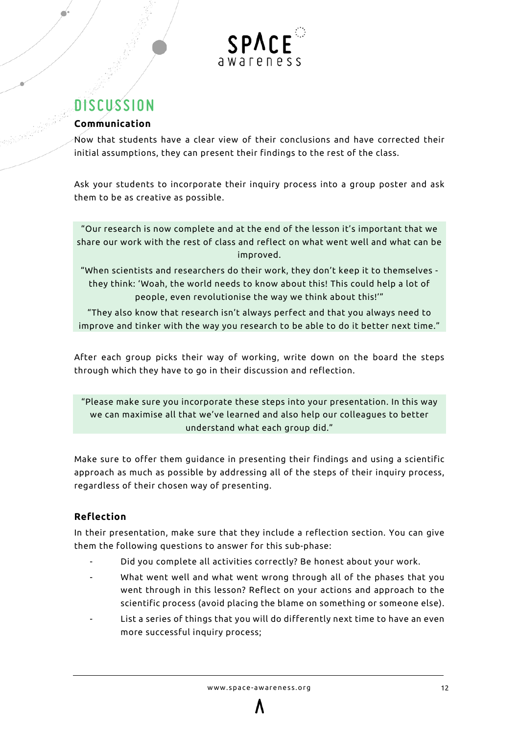## DISCUSSION

### Communication

Now that students have a clear view of their conclusions and have corrected their initial assumptions, they can present their findings to the rest of the class.

Ask your students to incorporate their inquiry process into a group poster and ask them to be as creative as possible.

> "Our research is now complete and at the end of the lesson it's important that we share our work with the rest of class and reflect on what went well and what can be improved.
>
> "When scientists and researchers do their work, they don't keep it to themselves - they think: 'Woah, the world needs to know about this! This could help a lot of people, even revolutionise the way we think about this!'"
>
> "They also know that research isn't always perfect and that you always need to improve and tinker with the way you research to be able to do it better next time."

After each group picks their way of working, write down on the board the steps through which they have to go in their discussion and reflection.

> "Please make sure you incorporate these steps into your presentation. In this way we can maximise all that we've learned and also help our colleagues to better understand what each group did."

Make sure to offer them guidance in presenting their findings and using a scientific approach as much as possible by addressing all of the steps of their inquiry process, regardless of their chosen way of presenting.

### Reflection

In their presentation, make sure that they include a reflection section. You can give them the following questions to answer for this sub-phase:

- Did you complete all activities correctly? Be honest about your work.
- What went well and what went wrong through all of the phases that you went through in this lesson? Reflect on your actions and approach to the scientific process (avoid placing the blame on something or someone else).
- List a series of things that you will do differently next time to have an even more successful inquiry process;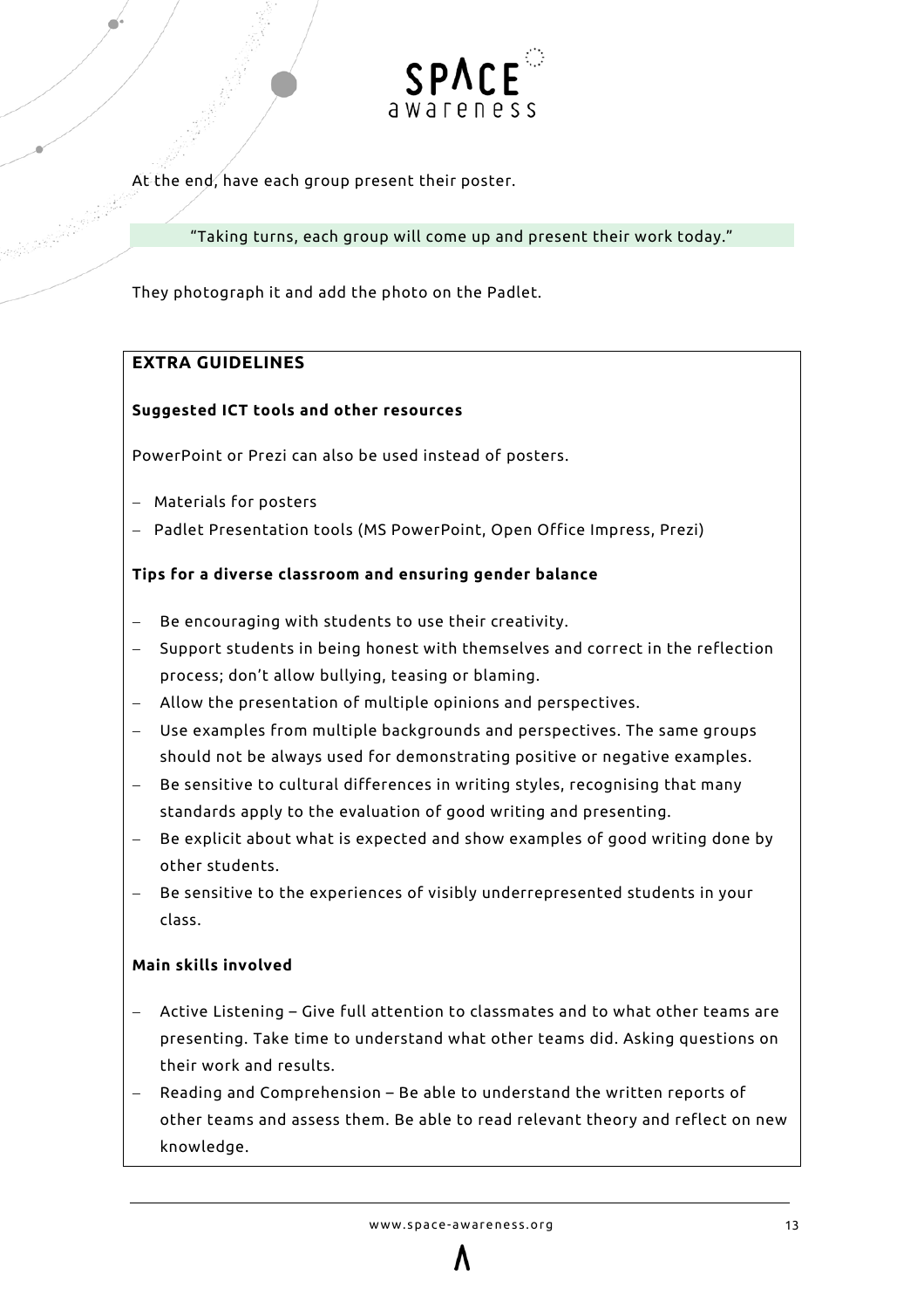At the end, have each group present their poster.

> "Taking turns, each group will come up and present their work today."

They photograph it and add the photo on the Padlet.

**EXTRA GUIDELINES**

**Suggested ICT tools and other resources**

PowerPoint or Prezi can also be used instead of posters.

- Materials for posters
- Padlet Presentation tools (MS PowerPoint, Open Office Impress, Prezi)

**Tips for a diverse classroom and ensuring gender balance**

- Be encouraging with students to use their creativity.
- Support students in being honest with themselves and correct in the reflection process; don't allow bullying, teasing or blaming.
- Allow the presentation of multiple opinions and perspectives.
- Use examples from multiple backgrounds and perspectives. The same groups should not be always used for demonstrating positive or negative examples.
- Be sensitive to cultural differences in writing styles, recognising that many standards apply to the evaluation of good writing and presenting.
- Be explicit about what is expected and show examples of good writing done by other students.
- Be sensitive to the experiences of visibly underrepresented students in your class.

**Main skills involved**

- Active Listening – Give full attention to classmates and to what other teams are presenting. Take time to understand what other teams did. Asking questions on their work and results.
- Reading and Comprehension – Be able to understand the written reports of other teams and assess them. Be able to read relevant theory and reflect on new knowledge.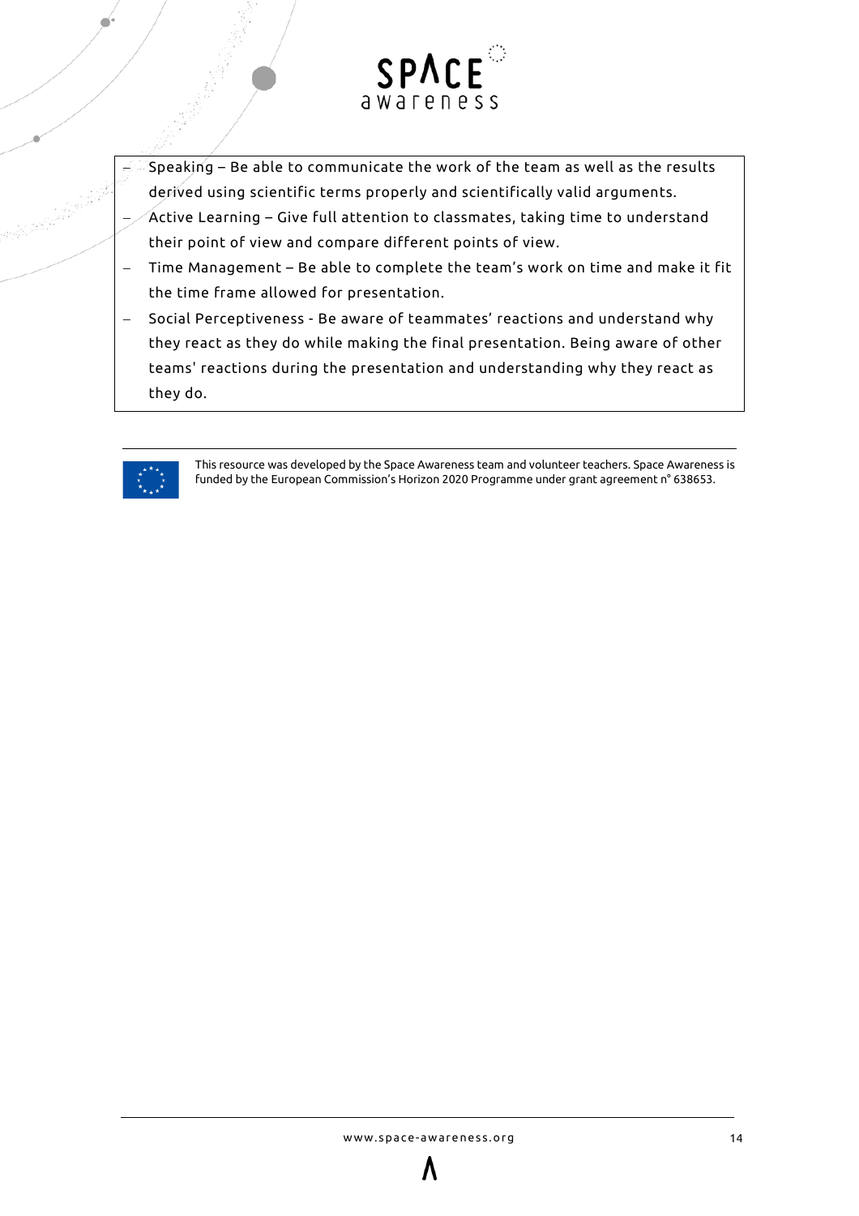- Speaking – Be able to communicate the work of the team as well as the results derived using scientific terms properly and scientifically valid arguments.
- Active Learning – Give full attention to classmates, taking time to understand their point of view and compare different points of view.
- Time Management – Be able to complete the team's work on time and make it fit the time frame allowed for presentation.
- Social Perceptiveness - Be aware of teammates' reactions and understand why they react as they do while making the final presentation. Being aware of other teams' reactions during the presentation and understanding why they react as they do.

This resource was developed by the Space Awareness team and volunteer teachers. Space Awareness is funded by the European Commission's Horizon 2020 Programme under grant agreement n° 638653.